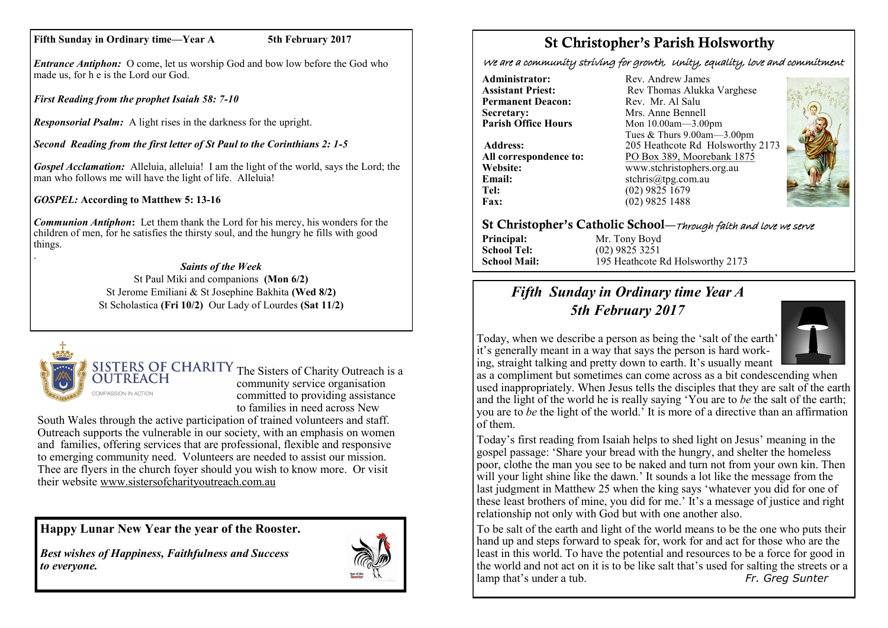**Fifth Sunday in Ordinary time—Year A** **5th February 2017**

***Entrance Antiphon:*** O come, let us worship God and bow low before the God who made us, for h e is the Lord our God.

***First Reading from the prophet Isaiah 58: 7-10***

***Responsorial Psalm:*** A light rises in the darkness for the upright.

***Second Reading from the first letter of St Paul to the Corinthians 2: 1-5***

***Gospel Acclamation:*** Alleluia, alleluia! I am the light of the world, says the Lord; the man who follows me will have the light of life. Alleluia!

***GOSPEL:*** **According to Matthew 5: 13-16**

***Communion Antiphon*****:** Let them thank the Lord for his mercy, his wonders for the children of men, for he satisfies the thirsty soul, and the hungry he fills with good things.

***Saints of the Week***

St Paul Miki and companions **(Mon 6/2)**
St Jerome Emiliani & St Josephine Bakhita **(Wed 8/2)**
St Scholastica **(Fri 10/2)** Our Lady of Lourdes **(Sat 11/2)**

SISTERS OF CHARITY OUTREACH
COMPASSION IN ACTION

The Sisters of Charity Outreach is a community service organisation committed to providing assistance to families in need across New South Wales through the active participation of trained volunteers and staff. Outreach supports the vulnerable in our society, with an emphasis on women and families, offering services that are professional, flexible and responsive to emerging community need. Volunteers are needed to assist our mission. Thee are flyers in the church foyer should you wish to know more. Or visit their website www.sistersofcharityoutreach.com.au

**Happy Lunar New Year the year of the Rooster.**

***Best wishes of Happiness, Faithfulness and Success to everyone.***

# St Christopher's Parish Holsworthy

*We are a community striving for growth, Unity, equality, love and commitment*

**Administrator:** Rev. Andrew James
**Assistant Priest:** Rev Thomas Alukka Varghese
**Permanent Deacon:** Rev. Mr. Al Salu
**Secretary:** Mrs. Anne Bennell
**Parish Office Hours** Mon 10.00am—3.00pm
Tues & Thurs 9.00am—3.00pm
**Address:** 205 Heathcote Rd Holsworthy 2173
**All correspondence to:** PO Box 389, Moorebank 1875
**Website:** www.stchristophers.org.au
**Email:** stchris@tpg.com.au
**Tel:** (02) 9825 1679
**Fax:** (02) 9825 1488

## St Christopher's Catholic School—*Through faith and love we serve*

**Principal:** Mr. Tony Boyd
**School Tel:** (02) 9825 3251
**School Mail:** 195 Heathcote Rd Holsworthy 2173

## *Fifth Sunday in Ordinary time Year A*
## *5th February 2017*

Today, when we describe a person as being the 'salt of the earth' it's generally meant in a way that says the person is hard working, straight talking and pretty down to earth. It's usually meant as a compliment but sometimes can come across as a bit condescending when used inappropriately. When Jesus tells the disciples that they are salt of the earth and the light of the world he is really saying 'You are to *be* the salt of the earth; you are to *be* the light of the world.' It is more of a directive than an affirmation of them.

Today's first reading from Isaiah helps to shed light on Jesus' meaning in the gospel passage: 'Share your bread with the hungry, and shelter the homeless poor, clothe the man you see to be naked and turn not from your own kin. Then will your light shine like the dawn.' It sounds a lot like the message from the last judgment in Matthew 25 when the king says 'whatever you did for one of these least brothers of mine, you did for me.' It's a message of justice and right relationship not only with God but with one another also.

To be salt of the earth and light of the world means to be the one who puts their hand up and steps forward to speak for, work for and act for those who are the least in this world. To have the potential and resources to be a force for good in the world and not act on it is to be like salt that's used for salting the streets or a lamp that's under a tub. *Fr. Greg Sunter*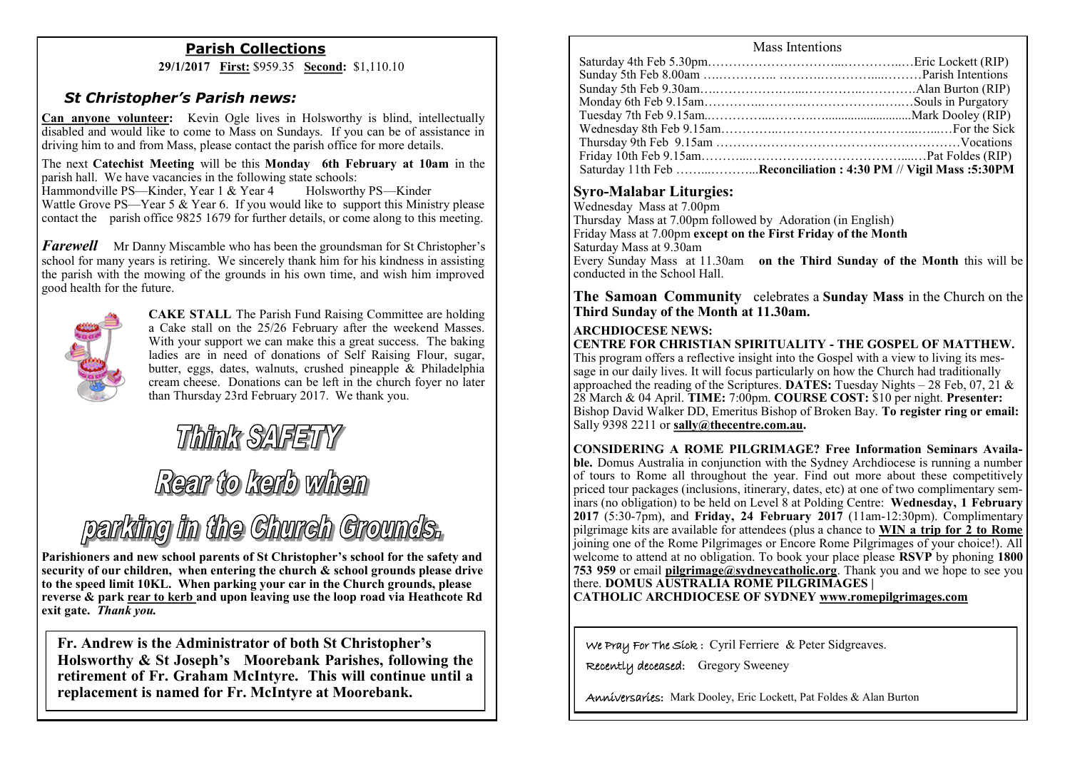## Parish Collections

**29/1/2017 First: $959.35 Second: $1,110.10**

### *St Christopher's Parish news:*

**Can anyone volunteer:** Kevin Ogle lives in Holsworthy is blind, intellectually disabled and would like to come to Mass on Sundays. If you can be of assistance in driving him to and from Mass, please contact the parish office for more details.

The next **Catechist Meeting** will be this **Monday 6th February at 10am** in the parish hall. We have vacancies in the following state schools:

Hammondville PS—Kinder, Year 1 & Year 4 Holsworthy PS—Kinder

Wattle Grove PS—Year 5 & Year 6. If you would like to support this Ministry please contact the parish office 9825 1679 for further details, or come along to this meeting.

***Farewell*** Mr Danny Miscamble who has been the groundsman for St Christopher's school for many years is retiring. We sincerely thank him for his kindness in assisting the parish with the mowing of the grounds in his own time, and wish him improved good health for the future.

**CAKE STALL** The Parish Fund Raising Committee are holding a Cake stall on the 25/26 February after the weekend Masses. With your support we can make this a great success. The baking ladies are in need of donations of Self Raising Flour, sugar, butter, eggs, dates, walnuts, crushed pineapple & Philadelphia cream cheese. Donations can be left in the church foyer no later than Thursday 23rd February 2017. We thank you.

**Think SAFETY**

**Rear to kerb when parking in the Church Grounds.**

**Parishioners and new school parents of St Christopher's school for the safety and security of our children, when entering the church & school grounds please drive to the speed limit 10KL. When parking your car in the Church grounds, please reverse & park rear to kerb and upon leaving use the loop road via Heathcote Rd exit gate.** ***Thank you.***

**Fr. Andrew is the Administrator of both St Christopher's Holsworthy & St Joseph's Moorebank Parishes, following the retirement of Fr. Graham McIntyre. This will continue until a replacement is named for Fr. McIntyre at Moorebank.**

### Mass Intentions

| | |
|---|---|
| Saturday 4th Feb 5.30pm | Eric Lockett (RIP) |
| Sunday 5th Feb 8.00am | Parish Intentions |
| Sunday 5th Feb 9.30am | Alan Burton (RIP) |
| Monday 6th Feb 9.15am | Souls in Purgatory |
| Tuesday 7th Feb 9.15am | Mark Dooley (RIP) |
| Wednesday 8th Feb 9.15am | For the Sick |
| Thursday 9th Feb 9.15am | Vocations |
| Friday 10th Feb 9.15am | Pat Foldes (RIP) |
| Saturday 11th Feb | **Reconciliation : 4:30 PM // Vigil Mass :5:30PM** |

### Syro-Malabar Liturgies:

Wednesday Mass at 7.00pm

Thursday Mass at 7.00pm followed by Adoration (in English)

Friday Mass at 7.00pm **except on the First Friday of the Month**

Saturday Mass at 9.30am

Every Sunday Mass at 11.30am **on the Third Sunday of the Month** this will be conducted in the School Hall.

**The Samoan Community** celebrates a **Sunday Mass** in the Church on the **Third Sunday of the Month at 11.30am.**

**ARCHDIOCESE NEWS:**

**CENTRE FOR CHRISTIAN SPIRITUALITY - THE GOSPEL OF MATTHEW.** This program offers a reflective insight into the Gospel with a view to living its message in our daily lives. It will focus particularly on how the Church had traditionally approached the reading of the Scriptures. **DATES:** Tuesday Nights – 28 Feb, 07, 21 & 28 March & 04 April. **TIME:** 7:00pm. **COURSE COST:** $10 per night. **Presenter:** Bishop David Walker DD, Emeritus Bishop of Broken Bay. **To register ring or email:** Sally 9398 2211 or **sally@thecentre.com.au.**

**CONSIDERING A ROME PILGRIMAGE? Free Information Seminars Available.** Domus Australia in conjunction with the Sydney Archdiocese is running a number of tours to Rome all throughout the year. Find out more about these competitively priced tour packages (inclusions, itinerary, dates, etc) at one of two complimentary seminars (no obligation) to be held on Level 8 at Polding Centre: **Wednesday, 1 February 2017** (5:30-7pm), and **Friday, 24 February 2017** (11am-12:30pm). Complimentary pilgrimage kits are available for attendees (plus a chance to **WIN a trip for 2 to Rome** joining one of the Rome Pilgrimages or Encore Rome Pilgrimages of your choice!). All welcome to attend at no obligation. To book your place please **RSVP** by phoning **1800 753 959** or email **pilgrimage@sydneycatholic.org**. Thank you and we hope to see you there. **DOMUS AUSTRALIA ROME PILGRIMAGES | CATHOLIC ARCHDIOCESE OF SYDNEY www.romepilgrimages.com**

We Pray For The Sick : Cyril Ferriere & Peter Sidgreaves.

Recently deceased: Gregory Sweeney

Anniversaries: Mark Dooley, Eric Lockett, Pat Foldes & Alan Burton